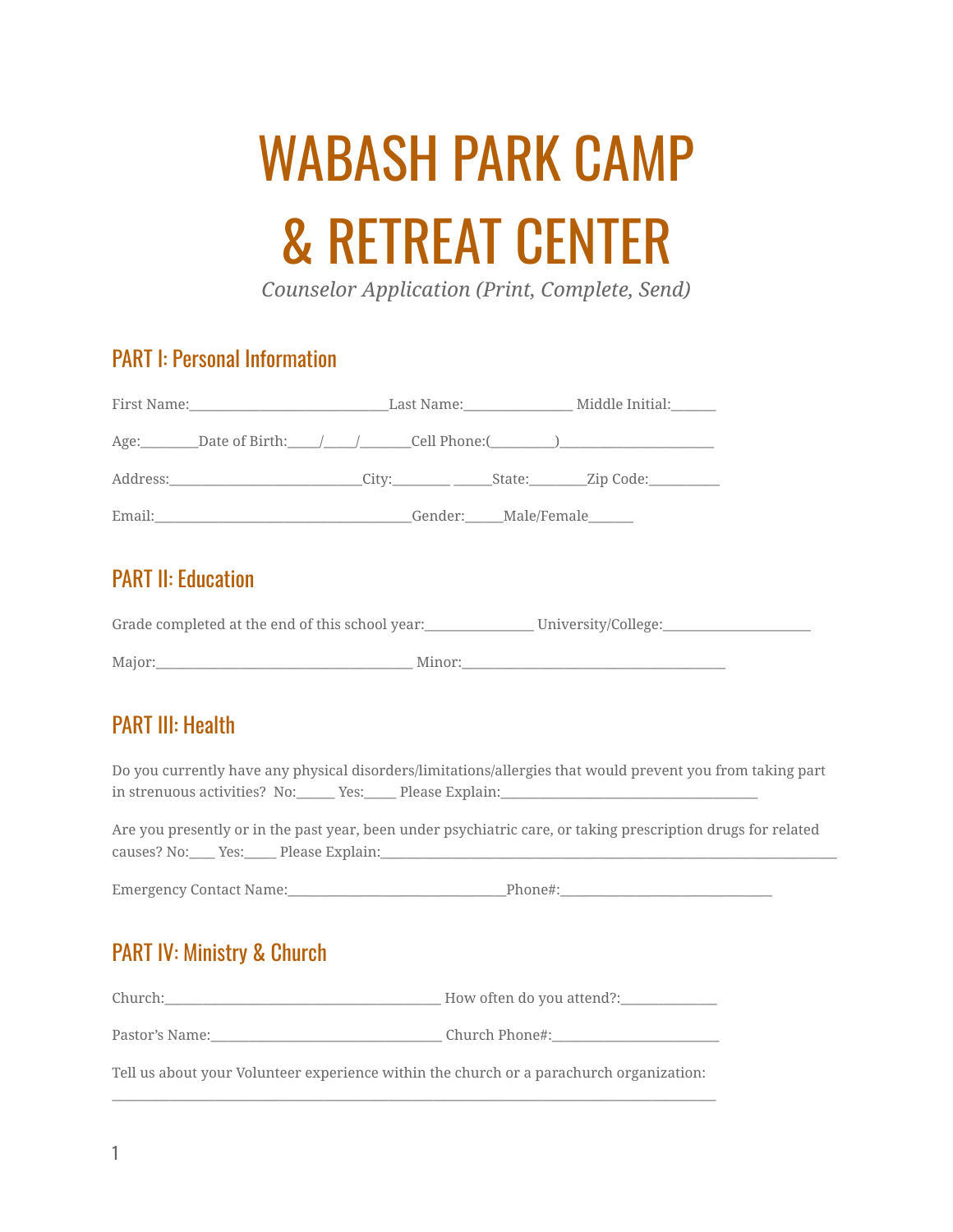# WABASH PARK CAMP & RETREAT CENTER

*Counselor Application (Print, Complete, Send)*

## PART I: Personal Information

First Name:______________________________Last Name:________________ Middle Initial:_______

Age:_________Date of Birth:_____/_____/________Cell Phone:(__________)________________________

Address:_____________________________City:_________ ______State:________Zip Code:__________

Email:_______________________________________Gender:______Male/Female_______

## PART II: Education

Grade completed at the end of this school year:________________ University/College:______________________

Major:_______________________________________ Minor:________________________________________

## PART III: Health

Do you currently have any physical disorders/limitations/allergies that would prevent you from taking part in strenuous activities?  No:______ Yes:_____ Please Explain:______________________________________

Are you presently or in the past year, been under psychiatric care, or taking prescription drugs for related causes? No:____ Yes:_____ Please Explain:______________________________________________________________________

Emergency Contact Name:_________________________________Phone#:________________________________

## PART IV: Ministry & Church

Church:__________________________________________ How often do you attend?:______________

Pastor's Name:___________________________________ Church Phone#:_________________________

Tell us about your Volunteer experience within the church or a parachurch organization:
____________________________________________________________________________________________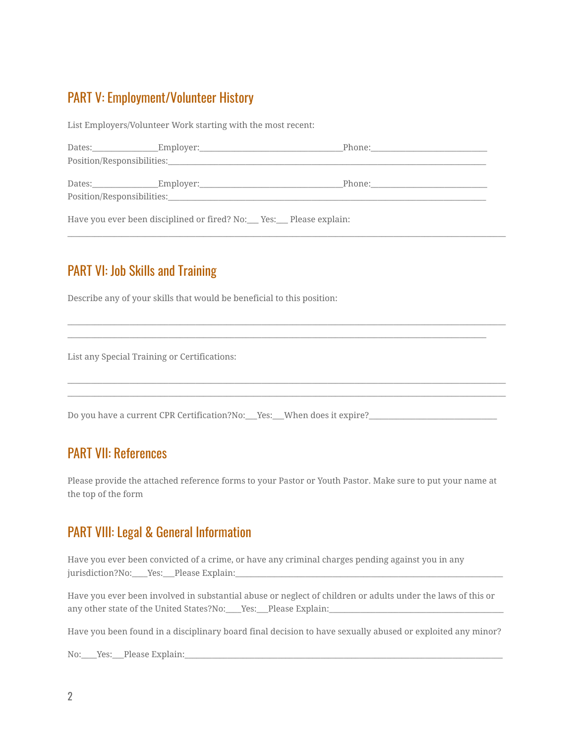## PART V: Employment/Volunteer History

List Employers/Volunteer Work starting with the most recent:

Dates:________________Employer:__________________________________Phone:____________________________
Position/Responsibilities:________________________________________________________________________________

Dates:________________Employer:__________________________________Phone:____________________________
Position/Responsibilities:________________________________________________________________________________

Have you ever been disciplined or fired? No:___ Yes:___ Please explain:
________________________________________________________________________________________________________

## PART VI: Job Skills and Training

Describe any of your skills that would be beneficial to this position:

________________________________________________________________________________________________________
________________________________________________________________________________________________

List any Special Training or Certifications:

________________________________________________________________________________________________________
________________________________________________________________________________________________________

Do you have a current CPR Certification?No:___Yes:___When does it expire?______________________________

## PART VII: References

Please provide the attached reference forms to your Pastor or Youth Pastor. Make sure to put your name at the top of the form

## PART VIII: Legal & General Information

Have you ever been convicted of a crime, or have any criminal charges pending against you in any jurisdiction?No:____Yes:___Please Explain:_________________________________________________________________

Have you ever been involved in substantial abuse or neglect of children or adults under the laws of this or any other state of the United States?No:____Yes:___Please Explain:_________________________________________

Have you been found in a disciplinary board final decision to have sexually abused or exploited any minor?

No:____Yes:___Please Explain:______________________________________________________________________________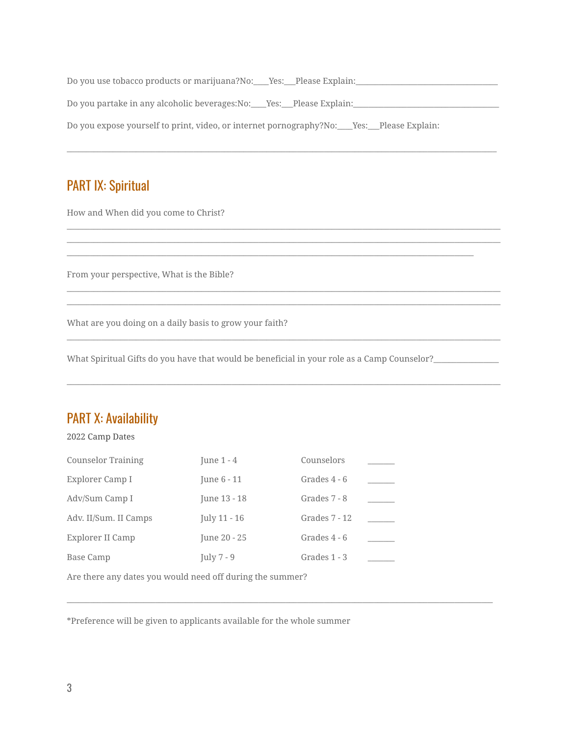Do you use tobacco products or marijuana?No:____Yes:___Please Explain:___________________________________

Do you partake in any alcoholic beverages:No:____Yes:___Please Explain:___________________________________

Do you expose yourself to print, video, or internet pornography?No:____Yes:___Please Explain:

______________________________________________________________________________________________

## PART IX: Spiritual

How and When did you come to Christ?

______________________________________________________________________________________________
______________________________________________________________________________________________
__________________________________________________________________________________________

From your perspective, What is the Bible?

______________________________________________________________________________________________
______________________________________________________________________________________________

What are you doing on a daily basis to grow your faith?

______________________________________________________________________________________________

What Spiritual Gifts do you have that would be beneficial in your role as a Camp Counselor?_______________

______________________________________________________________________________________________

## PART X: Availability

2022 Camp Dates

| | | | |
|---|---|---|---|
| Counselor Training | June 1 - 4 | Counselors | ______ |
| Explorer Camp I | June 6 - 11 | Grades 4 - 6 | ______ |
| Adv/Sum Camp I | June 13 - 18 | Grades 7 - 8 | ______ |
| Adv. II/Sum. II Camps | July 11 - 16 | Grades 7 - 12 | ______ |
| Explorer II Camp | June 20 - 25 | Grades 4 - 6 | ______ |
| Base Camp | July 7 - 9 | Grades 1 - 3 | ______ |

Are there any dates you would need off during the summer?

______________________________________________________________________________________________

*Preference will be given to applicants available for the whole summer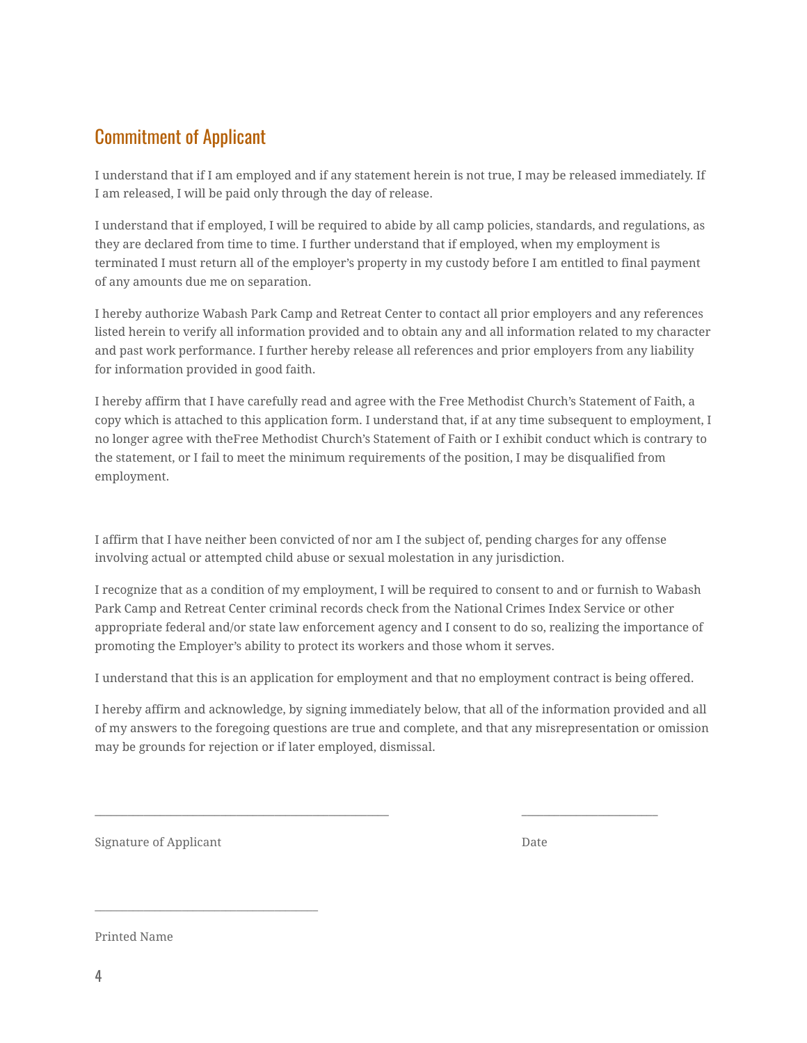## Commitment of Applicant

I understand that if I am employed and if any statement herein is not true, I may be released immediately. If I am released, I will be paid only through the day of release.

I understand that if employed, I will be required to abide by all camp policies, standards, and regulations, as they are declared from time to time. I further understand that if employed, when my employment is terminated I must return all of the employer's property in my custody before I am entitled to final payment of any amounts due me on separation.

I hereby authorize Wabash Park Camp and Retreat Center to contact all prior employers and any references listed herein to verify all information provided and to obtain any and all information related to my character and past work performance. I further hereby release all references and prior employers from any liability for information provided in good faith.

I hereby affirm that I have carefully read and agree with the Free Methodist Church's Statement of Faith, a copy which is attached to this application form. I understand that, if at any time subsequent to employment, I no longer agree with theFree Methodist Church's Statement of Faith or I exhibit conduct which is contrary to the statement, or I fail to meet the minimum requirements of the position, I may be disqualified from employment.

I affirm that I have neither been convicted of nor am I the subject of, pending charges for any offense involving actual or attempted child abuse or sexual molestation in any jurisdiction.

I recognize that as a condition of my employment, I will be required to consent to and or furnish to Wabash Park Camp and Retreat Center criminal records check from the National Crimes Index Service or other appropriate federal and/or state law enforcement agency and I consent to do so, realizing the importance of promoting the Employer's ability to protect its workers and those whom it serves.

I understand that this is an application for employment and that no employment contract is being offered.

I hereby affirm and acknowledge, by signing immediately below, that all of the information provided and all of my answers to the foregoing questions are true and complete, and that any misrepresentation or omission may be grounds for rejection or if later employed, dismissal.

\_\_\_\_\_\_\_\_\_\_\_\_\_\_\_\_\_\_\_\_\_\_\_\_\_\_\_\_\_\_\_\_\_\_\_\_\_\_\_\_\_\_\_\_ \_\_\_\_\_\_\_\_\_\_\_\_\_\_\_\_\_\_\_\_\_\_

Signature of Applicant Date

\_\_\_\_\_\_\_\_\_\_\_\_\_\_\_\_\_\_\_\_\_\_\_\_\_\_\_\_\_\_\_\_\_\_\_\_

Printed Name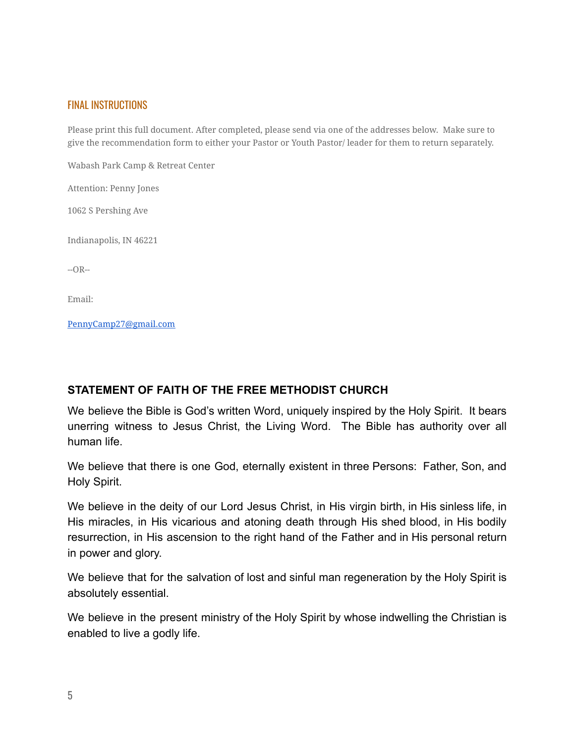## FINAL INSTRUCTIONS

Please print this full document. After completed, please send via one of the addresses below. Make sure to give the recommendation form to either your Pastor or Youth Pastor/ leader for them to return separately.

Wabash Park Camp & Retreat Center

Attention: Penny Jones

1062 S Pershing Ave

Indianapolis, IN 46221

--OR--

Email:

[PennyCamp27@gmail.com](mailto:PennyCamp27@gmail.com)

## STATEMENT OF FAITH OF THE FREE METHODIST CHURCH

We believe the Bible is God's written Word, uniquely inspired by the Holy Spirit. It bears unerring witness to Jesus Christ, the Living Word. The Bible has authority over all human life.

We believe that there is one God, eternally existent in three Persons: Father, Son, and Holy Spirit.

We believe in the deity of our Lord Jesus Christ, in His virgin birth, in His sinless life, in His miracles, in His vicarious and atoning death through His shed blood, in His bodily resurrection, in His ascension to the right hand of the Father and in His personal return in power and glory.

We believe that for the salvation of lost and sinful man regeneration by the Holy Spirit is absolutely essential.

We believe in the present ministry of the Holy Spirit by whose indwelling the Christian is enabled to live a godly life.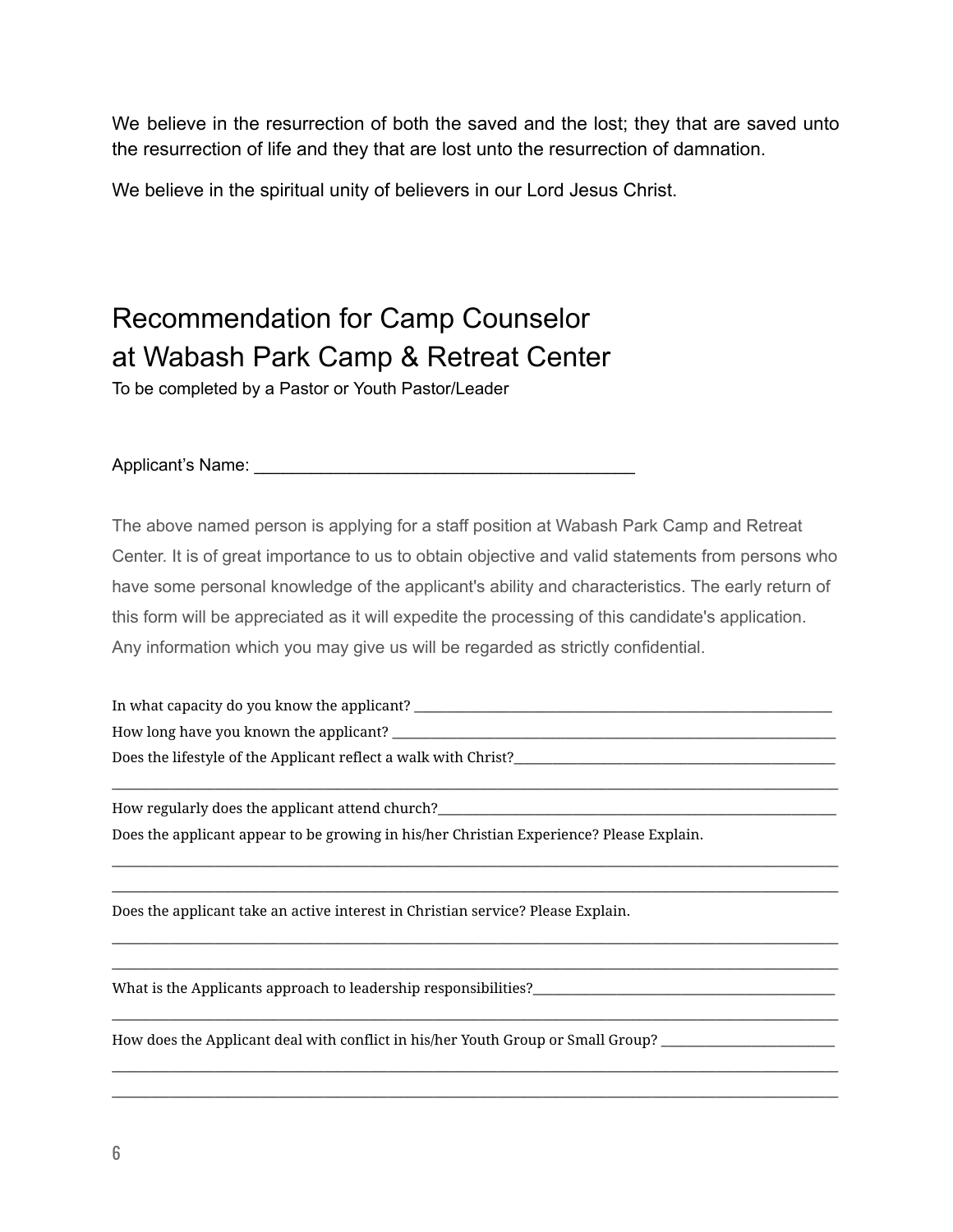We believe in the resurrection of both the saved and the lost; they that are saved unto the resurrection of life and they that are lost unto the resurrection of damnation.

We believe in the spiritual unity of believers in our Lord Jesus Christ.

# Recommendation for Camp Counselor at Wabash Park Camp & Retreat Center

To be completed by a Pastor or Youth Pastor/Leader

Applicant's Name: ________________________________________

The above named person is applying for a staff position at Wabash Park Camp and Retreat Center. It is of great importance to us to obtain objective and valid statements from persons who have some personal knowledge of the applicant's ability and characteristics. The early return of this form will be appreciated as it will expedite the processing of this candidate's application. Any information which you may give us will be regarded as strictly confidential.

In what capacity do you know the applicant? ____________________________________________________________

How long have you known the applicant? ________________________________________________________________

Does the lifestyle of the Applicant reflect a walk with Christ?_____________________________________________

______________________________________________________________________________________________

How regularly does the applicant attend church?_________________________________________________________

Does the applicant appear to be growing in his/her Christian Experience? Please Explain.

______________________________________________________________________________________________

______________________________________________________________________________________________

Does the applicant take an active interest in Christian service? Please Explain.

______________________________________________________________________________________________

______________________________________________________________________________________________

What is the Applicants approach to leadership responsibilities?____________________________________________

______________________________________________________________________________________________

How does the Applicant deal with conflict in his/her Youth Group or Small Group? _________________________

______________________________________________________________________________________________

______________________________________________________________________________________________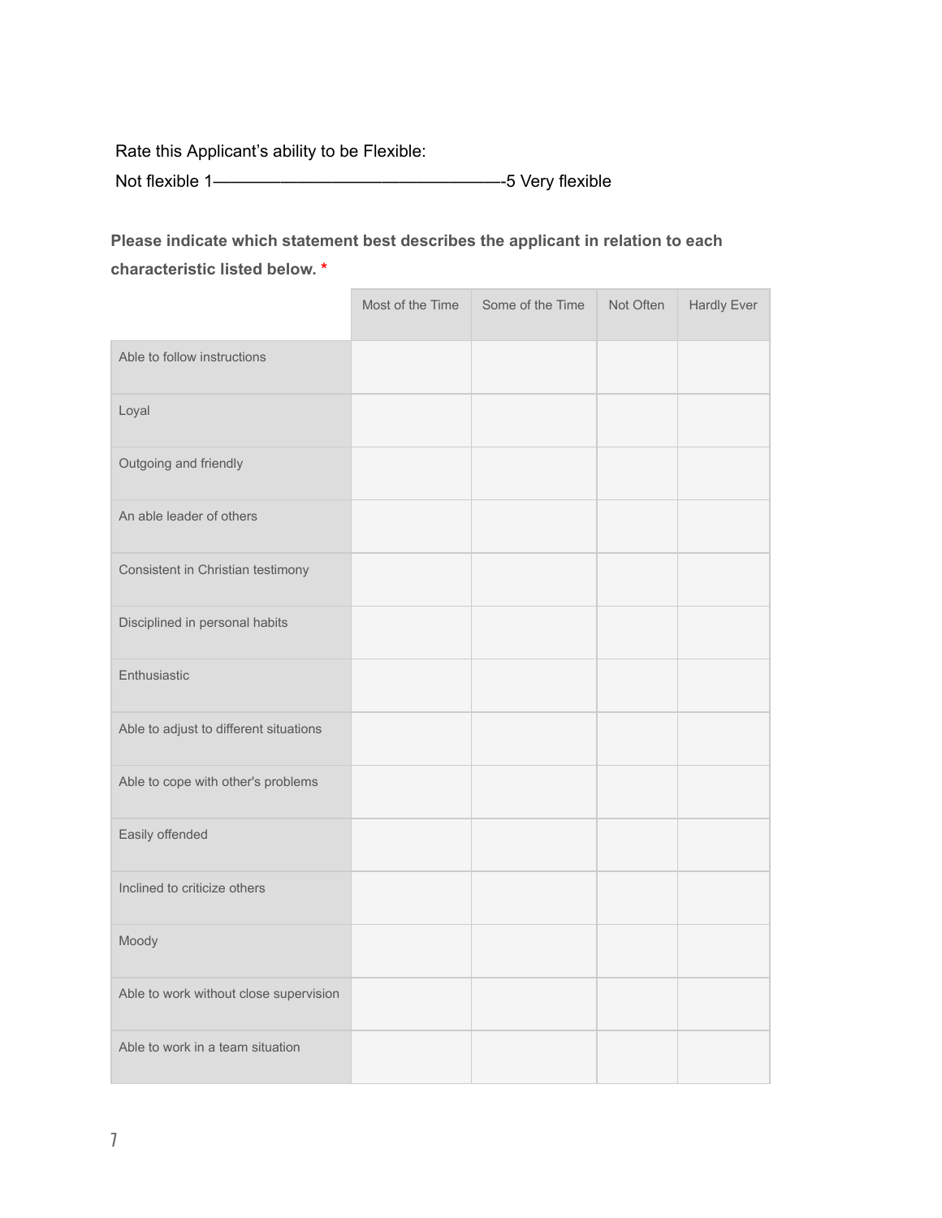Rate this Applicant’s ability to be Flexible:

Not flexible 1———————————————————-5 Very flexible

**Please indicate which statement best describes the applicant in relation to each characteristic listed below.** *

| | Most of the Time | Some of the Time | Not Often | Hardly Ever |
|---|---|---|---|---|
| Able to follow instructions | | | | |
| Loyal | | | | |
| Outgoing and friendly | | | | |
| An able leader of others | | | | |
| Consistent in Christian testimony | | | | |
| Disciplined in personal habits | | | | |
| Enthusiastic | | | | |
| Able to adjust to different situations | | | | |
| Able to cope with other's problems | | | | |
| Easily offended | | | | |
| Inclined to criticize others | | | | |
| Moody | | | | |
| Able to work without close supervision | | | | |
| Able to work in a team situation | | | | |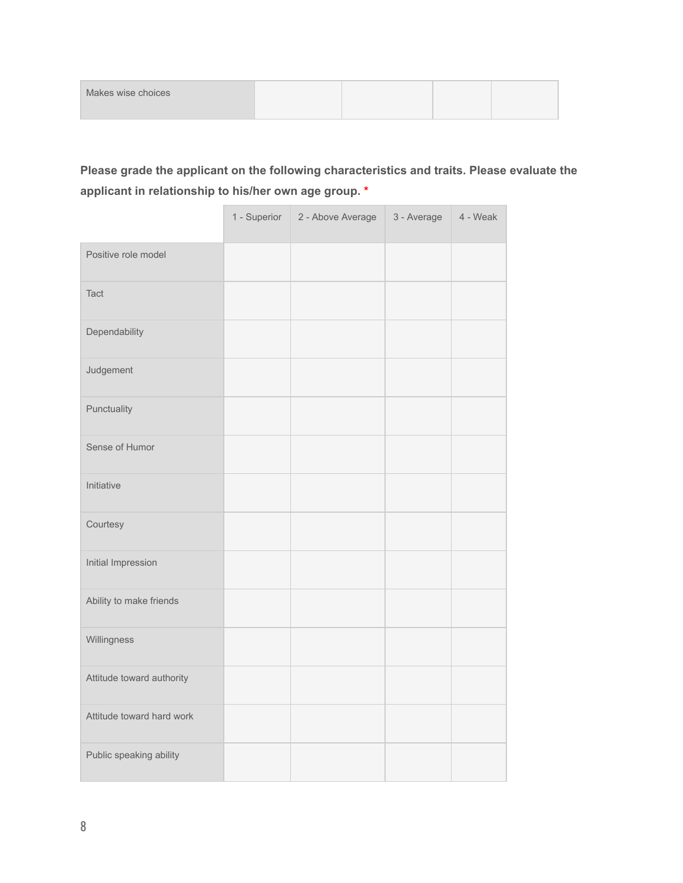| Makes wise choices | | | | |
|---|---|---|---|---|

**Please grade the applicant on the following characteristics and traits. Please evaluate the applicant in relationship to his/her own age group. ***

| | 1 - Superior | 2 - Above Average | 3 - Average | 4 - Weak |
|---|---|---|---|---|
| Positive role model | | | | |
| Tact | | | | |
| Dependability | | | | |
| Judgement | | | | |
| Punctuality | | | | |
| Sense of Humor | | | | |
| Initiative | | | | |
| Courtesy | | | | |
| Initial Impression | | | | |
| Ability to make friends | | | | |
| Willingness | | | | |
| Attitude toward authority | | | | |
| Attitude toward hard work | | | | |
| Public speaking ability | | | | |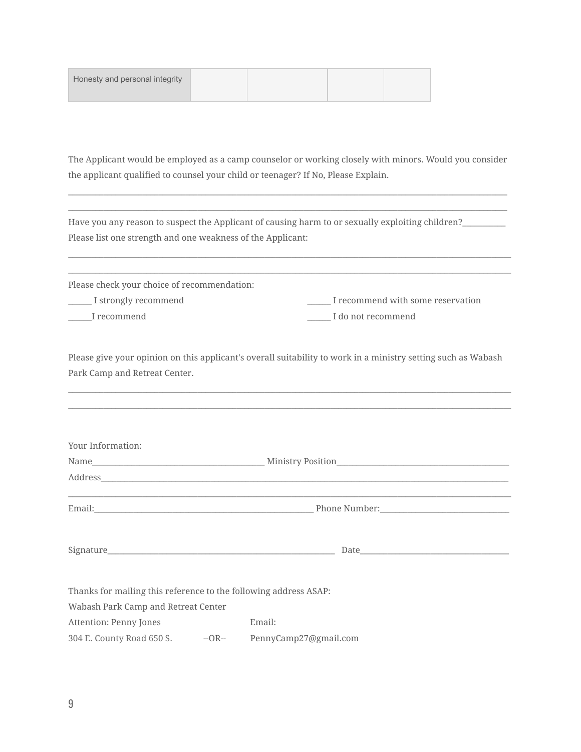| Honesty and personal integrity | | | | |
|---|---|---|---|---|

The Applicant would be employed as a camp counselor or working closely with minors. Would you consider the applicant qualified to counsel your child or teenager? If No, Please Explain.

_______________________________________________________________________________________________

_______________________________________________________________________________________________

Have you any reason to suspect the Applicant of causing harm to or sexually exploiting children?__________

Please list one strength and one weakness of the Applicant:

_______________________________________________________________________________________________

_______________________________________________________________________________________________

Please check your choice of recommendation:

______ I strongly recommend

______I recommend

______ I recommend with some reservation

______ I do not recommend

Please give your opinion on this applicant's overall suitability to work in a ministry setting such as Wabash Park Camp and Retreat Center.

_______________________________________________________________________________________________

_______________________________________________________________________________________________

Your Information:

Name__________________________________________ Ministry Position_________________________________________

Address_________________________________________________________________________________________

_______________________________________________________________________________________________

Email:______________________________________________________ Phone Number:______________________________

Signature________________________________________________________ Date___________________________________

Thanks for mailing this reference to the following address ASAP:

Wabash Park Camp and Retreat Center

Attention: Penny Jones

304 E. County Road 650 S.

--OR--

Email:

PennyCamp27@gmail.com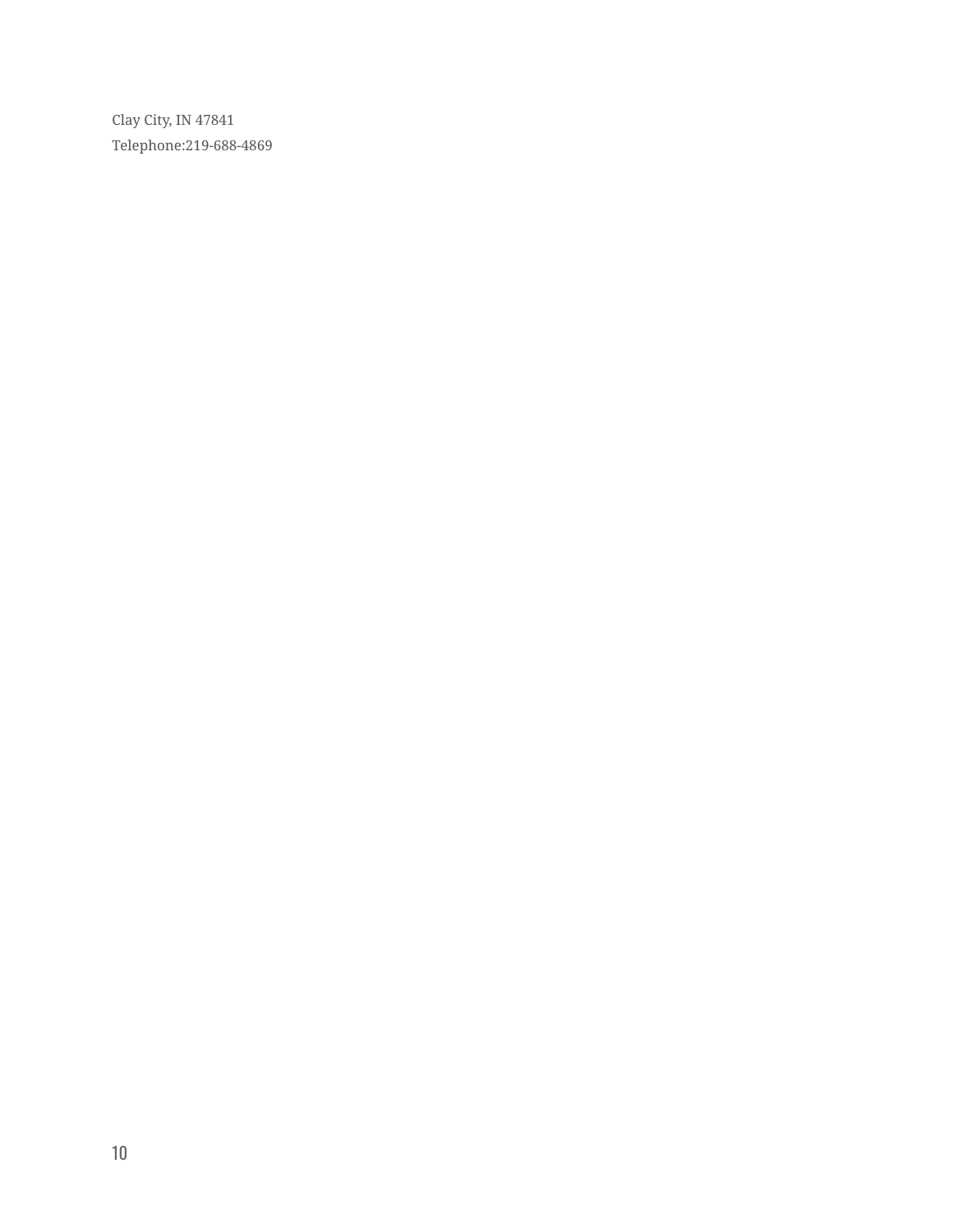Clay City, IN 47841

Telephone:219-688-4869